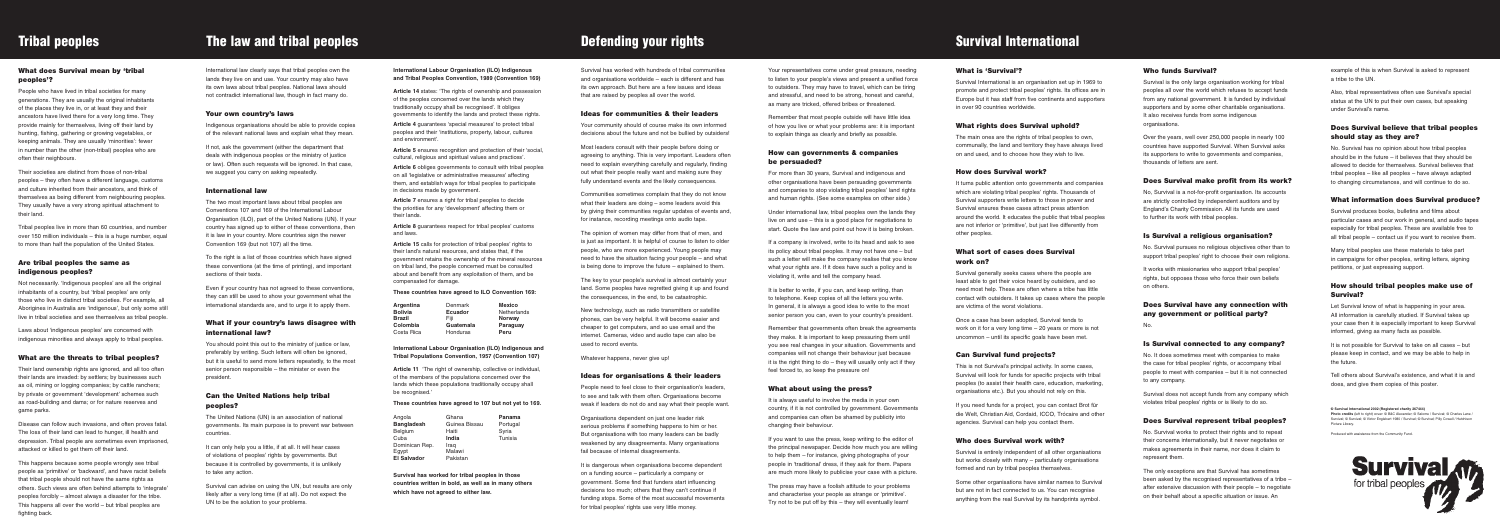# Tribal peoples

### What does Survival mean by 'tribal peoples'?

People who have lived in tribal societies for many generations. They are usually the original inhabitants of the places they live in, or at least they and their ancestors have lived there for a very long time. They provide mainly for themselves, living off their land by hunting, fishing, gathering or growing vegetables, or keeping animals. They are usually 'minorities': fewer in number than the other (non-tribal) peoples who are often their neighbours.

Their societies are distinct from those of non-tribal peoples – they often have a different language, customs and culture inherited from their ancestors, and think of themselves as being different from neighbouring peoples. They usually have a very strong spiritual attachment to their land.

Tribal peoples live in more than 60 countries, and number over 150 million individuals – this is a huge number, equal to more than half the population of the United States.

### Are tribal peoples the same as indigenous peoples?

Not necessarily. 'Indigenous peoples' are all the original inhabitants of a country, but 'tribal peoples' are only those who live in distinct tribal societies. For example, all Aborigines in Australia are 'indigenous', but only some still live in tribal societies and see themselves as tribal people.

Laws about 'indigenous peoples' are concerned with indigenous minorities and always apply to tribal peoples.

### What are the threats to tribal peoples?

Their land ownership rights are ignored, and all too often their lands are invaded: by settlers; by businesses such as oil, mining or logging companies; by cattle ranchers; by private or government 'development' schemes such as road-building and dams; or for nature reserves and game parks.

Disease can follow such invasions, and often proves fatal. The loss of their land can lead to hunger, ill health and depression. Tribal people are sometimes even imprisoned, attacked or killed to get them off their land.

This happens because some people wrongly see tribal people as 'primitive' or 'backward', and have racist beliefs that tribal people should not have the same rights as others. Such views are often behind attempts to 'integrate' peoples forcibly – almost always a disaster for the tribe. This happens all over the world – but tribal peoples are fighting back.

# The law and tribal peoples

International law clearly says that tribal peoples own the lands they live on and use. Your country may also have its own laws about tribal peoples. National laws should not contradict international law, though in fact many do.

### Your own country's laws

Indigenous organisations should be able to provide copies of the relevant national laws and explain what they mean.

If not, ask the government (either the department that deals with indigenous peoples or the ministry of justice or law). Britain such requests will be ignored. In that case, we suggest you carry on asking repeatedly.

### International law

The two most important laws about tribal peoples are Conventions 107 and 169 of the International Labour Organisation (ILO), part of the United Nations (UN). If your country has signed up to either of these conventions, then it is law in your country. More countries sign the newer Convention 169 (but 107) all the time.

To the right is a list of those countries which have signed these conventions (at the time of printing), and important sections of their texts.

Even if your country has not agreed to these conventions, they can still be used to show your government what the international standards are, and to urge it to apply them.

### What if your country's laws disagree with international law?

You should point this out to the ministry of justice or law, preferably by writing. Such letters will often be ignored, but it is useful to send more letters repeatedly, to the most senior person responsible – the minister or even the president.

### Can the United Nations help tribal peoples?

The United Nations (UN) is an association of national governments. Its main purpose is to prevent war between countries.

It can only help you a little, if at all. It will hear cases of violations of peoples' rights by governments. But because it is controlled by governments, it is unlikely to take any action.

Survival can advise on using the UN, but results are only likely after a very long time (if at all). Do not expect the UN to be the solution to your problems.

**International Labour Organisation (ILO) Indigenous and Tribal Peoples Convention, 1989 (Convention 169)**

**Article 14** states: 'The rights of ownership and possession of the peoples concerned over the lands which they traditionally occupy shall be recognised'. It obliges governments to identify the lands and protect these rights.

**Article 4** guarantees 'special measures' to protect their 'institutions, property, labour, cultures and environment'.

**Article 5** ensures recognition and protection of their 'social, cultural, religious and spiritual values and practices'.

**Article 6** obliges governments to consult with tribal peoples on all 'legislative or administrative measures' affecting them, and establish ways for tribal peoples to participate in decisions made by government.

**Article 7** ensures a right for tribal people to decide the priorities for any 'development' affecting them or their lands.

**Article 8** guarantees respect for tribal peoples' customs and laws.

**Article 15** calls for protection of tribal peoples' rights to their land's natural resources, and states that, if the government retains the ownership of the mineral resources on tribal land, the people concerned must be consulted about and benefit from any exploitation of them, and be compensated for damage.

**These countries have agreed to ILO Convention 169:**

| | | |
|---|---|---|
| Argentina | Denmark | Mexico |
| Bolivia | Ecuador | Netherlands |
| Brazil | Fiji | Norway |
| Colombia | Guatemala | Paraguay |
| Costa Rica | Honduras | Peru |

**International Labour Organisation (ILO) Indigenous and Tribal Populations Convention, 1957 (Convention 107)**

**Article 11** 'The right of ownership, collective or individual, of the members of the populations concerned over the lands which these populations traditionally occupy shall be recognised.'

**These countries have agreed to 107 but not yet to 169.**

| | | |
|---|---|---|
| Angola | Ghana | Panama |
| Bangladesh | Guinea Bissau | Portugal |
| Belgium | Haiti | Syria |
| Cuba | India | Tunisia |
| Dominican Rep. | Iraq | |
| Egypt | Malawi | |
| El Salvador | Pakistan | |

**Survival has worked for tribal peoples in those countries written in bold, as well as in many others which have not agreed to either law.**

# Defending your rights

Survival has worked with hundreds of tribal communities and organisations worldwide – each is different and has its own approach. But here are a few issues and ideas that are raised by peoples all over the world.

### Ideas for communities & their leaders

Your community should of course make its own informed decisions about the future and not be bullied by outsiders!

Most leaders consult with their people before doing or agreeing to anything. This is very important. Leaders often need to explain everything carefully and regularly, finding out what their people really want and making sure they fully understand events and the likely consequences.

Communities sometimes complain that they do not know what their leaders are doing – some leaders avoid this by giving their communities regular updates of events and, for instance, recording meetings onto audio tape.

The opinion of women may differ from that of men, and is just as important. It is helpful of course to listen to older people, who are more experienced. Young people may need to have the situation facing your people – and what is being done to improve the future – explained to them.

The key to your people's survival is almost certainly your land. Some peoples have regretted giving it up and found the consequences, in the end, to be catastrophic.

New technology, such as radio transmitters or satellite phones, can be very helpful. It will become easier and cheaper to get computers, and so use email and the internet. Cameras, video and audio tape can also be used to record events.

Whatever happens, never give up!

### Ideas for organisations & their leaders

People need to feel close to their organisation's leaders, to see and talk with them often. Organisations become weak if leaders do not do and say what their people want.

Organisations dependent on just one leader risk serious problems if something happens to him or her. But organisations with too many leaders can be badly weakened by any disagreements. Many organisations fail because of internal disagreements.

It is dangerous when organisations become dependent on a funding source – particularly a company or government. Some find that funders start influencing decisions too much; others that they can't continue if funding stops. Some of the most successful movements for tribal peoples' rights use very little money.

Your representatives come under great pressure, needing to listen to your people's views and present a unified force to outsiders. They may have to travel, which can be tiring and stressful, and need to be strong, honest and careful, as many are tricked, offered bribes or threatened.

Remember that most people outside will have little idea of how you live or what your problems are: it is important to explain things as clearly and briefly as possible.

### How can governments & companies be persuaded?

For more than 30 years, Survival and indigenous and other organisations have been persuading governments and companies to stop violating tribal peoples' land rights and human rights. (See some examples on other side.)

Under international law, tribal peoples own the lands they live on and use – this is a good place for negotiations to start. Quote the law and point out how it is being broken.

If a company is involved, write to its head and ask to see its policy about tribal peoples. It may not have one – but such a letter will make the company realise that you know what your rights are. If it does have such a policy and is violating it, write and tell the company head.

It is better to write, if you can, and keep writing, than to telephone. Keep copies of all the letters you write. In general, it is always a good idea to write to the most senior person you can, even to your country's president.

Remember that governments often break the agreements they make. It is important to keep pressuring them until you see real changes in your situation. Governments and companies will not change their behaviour just because it is the right thing to do – they will usually only act if they feel forced to, so keep the pressure on!

### What about using the press?

It is always useful to involve the media in your own country, if it is not controlled by government. Governments and companies can often be shamed by publicity into changing their behaviour.

If you want to use the press, keep writing to the editor of the principal newspaper. Decide how much you are willing to help them – for instance, giving photographs of your people in 'traditional' dress, if they ask for them. Papers are much more likely to publicise your case with a picture.

The press may have a foolish attitude to your problems and characterise your people as strange or 'primitive'. Try not to be put off by this – they will eventually learn!

# Survival International

### What is 'Survival'?

Survival International is an organisation set up in 1969 to promote and protect tribal peoples' rights. Its offices are in Europe but it has staff from five continents and supporters in over 90 countries worldwide.

### What rights does Survival uphold?

The main ones are the rights of tribal peoples to own, communally, the land and territory they have always lived on and used, and to choose how they wish to live.

### How does Survival work?

It turns public attention onto governments and companies which are violating tribal peoples' rights. Thousands of Survival supporters write letters to those in power and Survival ensures these cases attract press attention around the world. It educates the public that tribal peoples are not inferior or 'primitive', but just live differently from other peoples.

### What sort of cases does Survival work on?

Survival generally seeks cases where the people are least able to get their voice heard by outsiders, and so need most help. These are often where a tribe has little contact with outsiders. It takes up cases where the people are victims of the worst violations.

Once a case has been adopted, Survival tends to work on it for a very long time – 20 years or more is not uncommon – until its specific goals have been met.

### Can Survival fund projects?

This is not Survival's principal activity. In some cases, Survival will look for funds for specific projects with tribal peoples (to assist their health care, education, marketing, organisations etc.). But you should not rely on this.

If you need funds for a project, you can contact Brot für die Welt, Christian Aid, Cordaid, ICCO, Trócaire and other agencies. Survival can help you contact them.

### Who does Survival work with?

Survival is entirely independent of all other organisations but works closely with many – particularly organisations formed and run by tribal peoples themselves.

Some other organisations have similar names to Survival but are not in fact connected to us. You can recognise anything from the real Survival by its handprint symbol.

### Who funds Survival?

Survival is the only large organisation working for tribal peoples all over the world which refuses to accept funds from any national government. It is funded by individual supporters and by some other charitable organisations. It also receives funds from some indigenous organisations.

Over the years, well over 250,000 people in nearly 100 countries have supported Survival. When Survival asks its supporters to write to governments and companies, thousands of letters are sent.

### Does Survival make profit from its work?

No, Survival is a not-for-profit organisation. Its accounts are strictly controlled by independent auditors and by England's Charity Commission. All its funds are used to further its work with tribal peoples.

### Is Survival a religious organisation?

No. Survival pursues no religious objectives other than to support tribal peoples' right to choose their own religions.

It works with missionaries who support tribal peoples' rights, but opposes those who force their own beliefs on others.

### Does Survival have any connection with any government or political party?

No.

### Is Survival connected to any company?

No. It does sometimes meet with companies to make the case for tribal peoples' rights, or accompany tribal people to meet with companies – but it is not connected to any company.

Survival does not accept funds from any company which violates tribal peoples' rights or is likely to do so.

### Does Survival represent tribal peoples?

No. Survival works to protect their rights and to repeat their concerns internationally, but it never negotiates or makes agreements in their name, nor does it claim to represent them.

The only exceptions are that Survival has sometimes been asked by the recognised representatives of a tribe – after extensive discussion with their people – to negotiate on their behalf about a specific situation or issue. An example of this is when Survival is asked to represent a tribe to the UN.

Also, tribal representatives often use Survival's special status at the UN to put their own cases, but speaking under Survival's name.

### Does Survival believe that tribal peoples should stay as they are?

No. Survival has no opinion about how tribal peoples should be in the future – it believes that they should be allowed to decide for themselves. Survival believes that tribal peoples – like all peoples – have always adapted to changing circumstances, and will continue to do so.

### What information does Survival produce?

Survival produces books, bulletins and films about particular cases and our work in general, and audio tapes especially for tribal peoples. These are available free to all tribal people – contact us if you want to receive them.

Many tribal peoples use these materials to take part in campaigns for other peoples, writing letters, signing petitions, or just expressing support.

### How should tribal peoples make use of Survival?

Let Survival know of what is happening in your area. All information is carefully studied. If Survival takes up your case then it is especially important to keep Survival informed, giving as many facts as possible.

It is not possible for Survival to take on all cases – but please keep in contact, and we may be able to help in the future.

Tell others about Survival's existence, and what it is and does, and give them copies of this poster.

© Survival International 2000 (Registered charity 267444)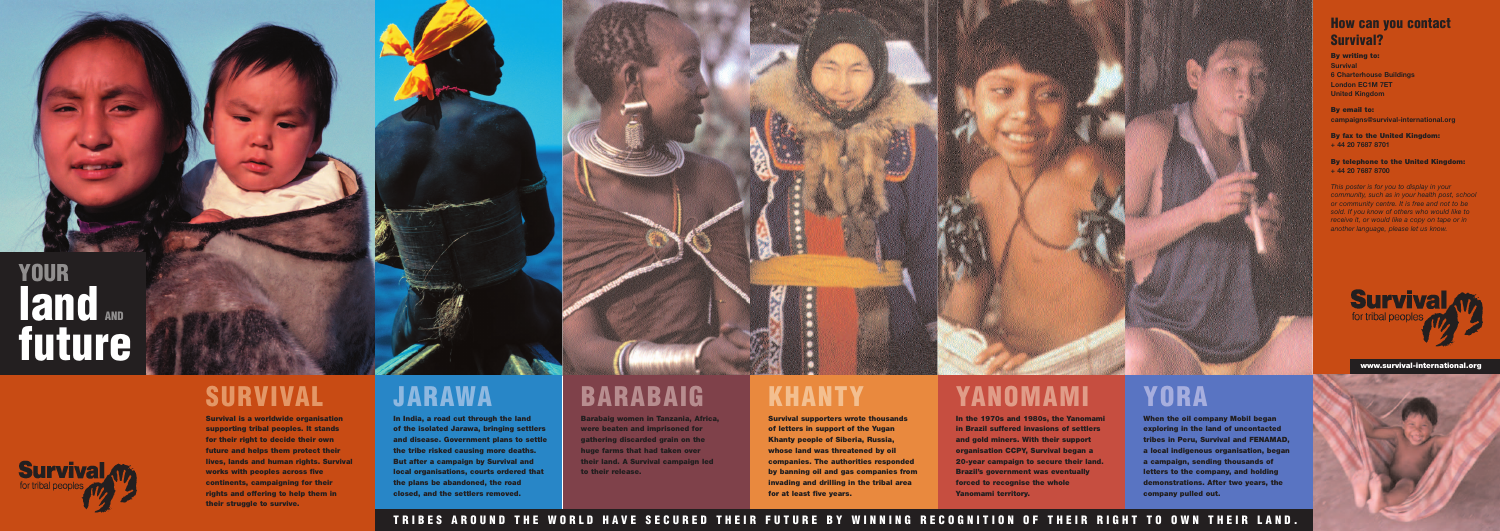# YOUR land AND future

## How can you contact Survival?

**By writing to:**
Survival
6 Charterhouse Buildings
London EC1M 7ET
United Kingdom

**By email to:**
campaigns@survival-international.org

**By fax to the United Kingdom:**
+ 44 20 7687 8701

**By telephone to the United Kingdom:**
+ 44 20 7687 8700

*This poster is for you to display in your community, such as in your health post, school or community centre. It is free and not to be sold. If you know of others who would like to receive it, or would like a copy on tape or in another language, please let us know.*

Survival for tribal peoples

www.survival-international.org

## SURVIVAL

Survival is a worldwide organisation supporting tribal peoples. It stands for their right to decide their own future and helps them protect their lives, lands and human rights. Survival works with peoples across five continents, campaigning for their rights and offering to help them in their struggle to survive.

Survival for tribal peoples

## JARAWA

In India, a road cut through the land of the isolated Jarawa, bringing settlers and disease. Government plans to settle the tribe risked causing more deaths. But after a campaign by Survival and local organisations, courts ordered that the plans be abandoned, the road closed, and the settlers removed.

## BARABAIG

Barabaig women in Tanzania, Africa, were beaten and imprisoned for gathering discarded grain on the huge farms that had taken over their land. A Survival campaign led to their release.

## KHANTY

Survival supporters wrote thousands of letters in support of the Yugan Khanty people of Siberia, Russia, whose land was threatened by oil companies. The authorities responded by banning oil and gas companies from invading and drilling in the tribal area for at least five years.

## YANOMAMI

In the 1970s and 1980s, the Yanomami in Brazil suffered invasions of settlers and gold miners. With their support organisation CCPY, Survival began a 20-year campaign to secure their land. Brazil's government was eventually forced to recognise the whole Yanomami territory.

## YORA

When the oil company Mobil began exploring in the land of uncontacted tribes in Peru, Survival and FENAMAD, a local indigenous organisation, began a campaign, sending thousands of letters to the company, and holding demonstrations. After two years, the company pulled out.

**TRIBES AROUND THE WORLD HAVE SECURED THEIR FUTURE BY WINNING RECOGNITION OF THEIR RIGHT TO OWN THEIR LAND.**